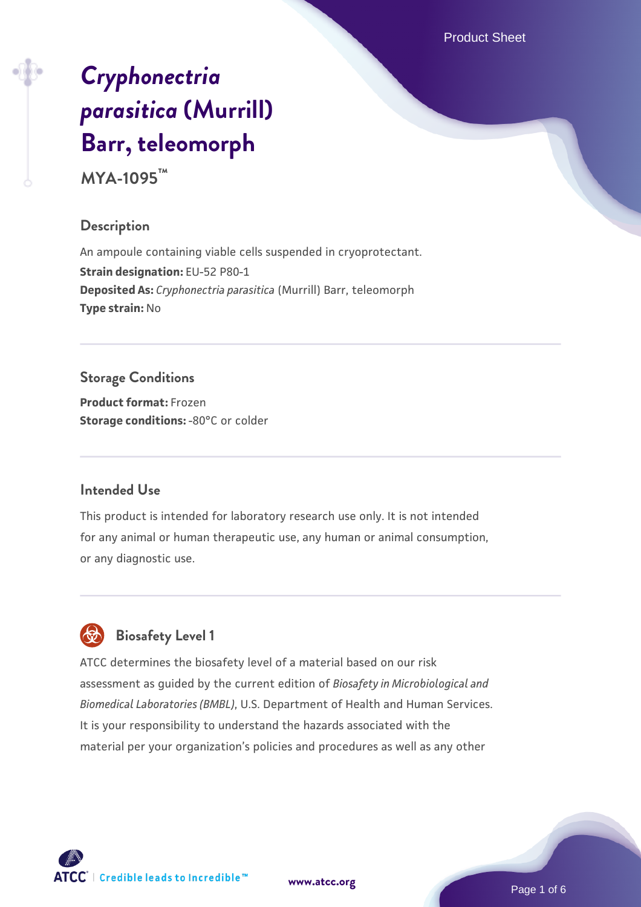# *Cryphonectria parasitica* (Murrill) Barr, teleomorph

**MYA-1095™**

## Description

An ampoule containing viable cells suspended in cryoprotectant.

**Strain designation:** EU-52 P80-1

**Deposited As:** *Cryphonectria parasitica* (Murrill) Barr, teleomorph

**Type strain:** No

## Storage Conditions

**Product format:** Frozen

**Storage conditions:** -80°C or colder

## Intended Use

This product is intended for laboratory research use only. It is not intended for any animal or human therapeutic use, any human or animal consumption, or any diagnostic use.

## Biosafety Level 1

ATCC determines the biosafety level of a material based on our risk assessment as guided by the current edition of *Biosafety in Microbiological and Biomedical Laboratories (BMBL)*, U.S. Department of Health and Human Services. It is your responsibility to understand the hazards associated with the material per your organization's policies and procedures as well as any other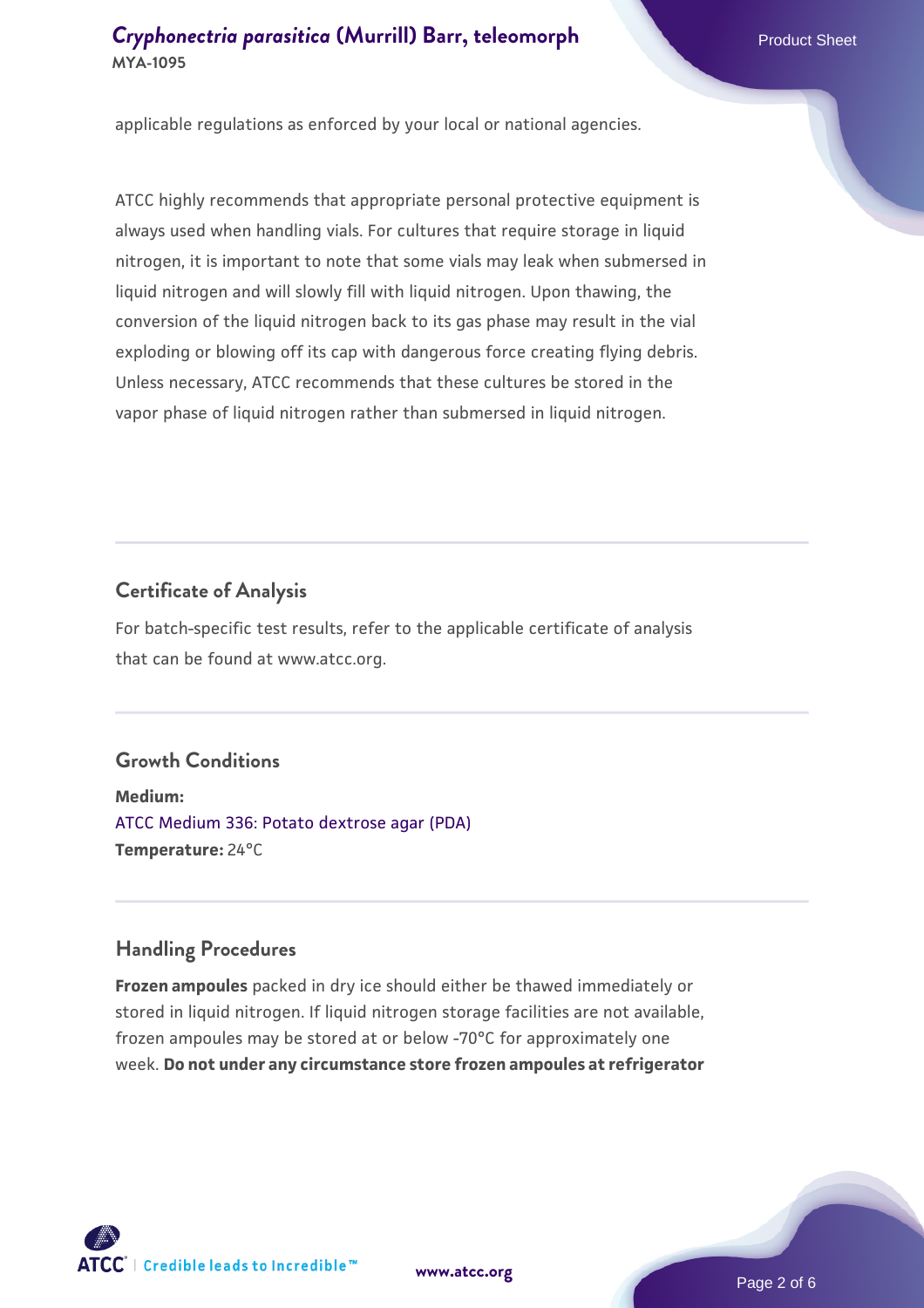applicable regulations as enforced by your local or national agencies.

ATCC highly recommends that appropriate personal protective equipment is always used when handling vials. For cultures that require storage in liquid nitrogen, it is important to note that some vials may leak when submersed in liquid nitrogen and will slowly fill with liquid nitrogen. Upon thawing, the conversion of the liquid nitrogen back to its gas phase may result in the vial exploding or blowing off its cap with dangerous force creating flying debris. Unless necessary, ATCC recommends that these cultures be stored in the vapor phase of liquid nitrogen rather than submersed in liquid nitrogen.

## Certificate of Analysis

For batch-specific test results, refer to the applicable certificate of analysis that can be found at www.atcc.org.

## Growth Conditions

**Medium:**
ATCC Medium 336: Potato dextrose agar (PDA)
**Temperature:** 24°C

## Handling Procedures

**Frozen ampoules** packed in dry ice should either be thawed immediately or stored in liquid nitrogen. If liquid nitrogen storage facilities are not available, frozen ampoules may be stored at or below -70°C for approximately one week. **Do not under any circumstance store frozen ampoules at refrigerator**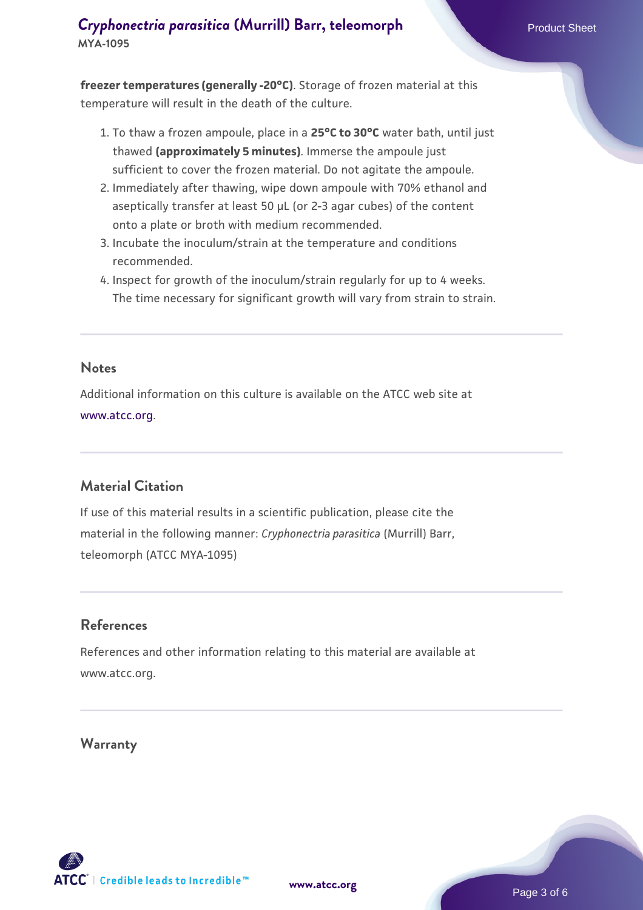**freezer temperatures (generally -20°C)**. Storage of frozen material at this temperature will result in the death of the culture.

1. To thaw a frozen ampoule, place in a **25°C to 30°C** water bath, until just thawed **(approximately 5 minutes)**. Immerse the ampoule just sufficient to cover the frozen material. Do not agitate the ampoule.
2. Immediately after thawing, wipe down ampoule with 70% ethanol and aseptically transfer at least 50 µL (or 2-3 agar cubes) of the content onto a plate or broth with medium recommended.
3. Incubate the inoculum/strain at the temperature and conditions recommended.
4. Inspect for growth of the inoculum/strain regularly for up to 4 weeks. The time necessary for significant growth will vary from strain to strain.

## Notes

Additional information on this culture is available on the ATCC web site at www.atcc.org.

## Material Citation

If use of this material results in a scientific publication, please cite the material in the following manner: *Cryphonectria parasitica* (Murrill) Barr, teleomorph (ATCC MYA-1095)

## References

References and other information relating to this material are available at www.atcc.org.

## Warranty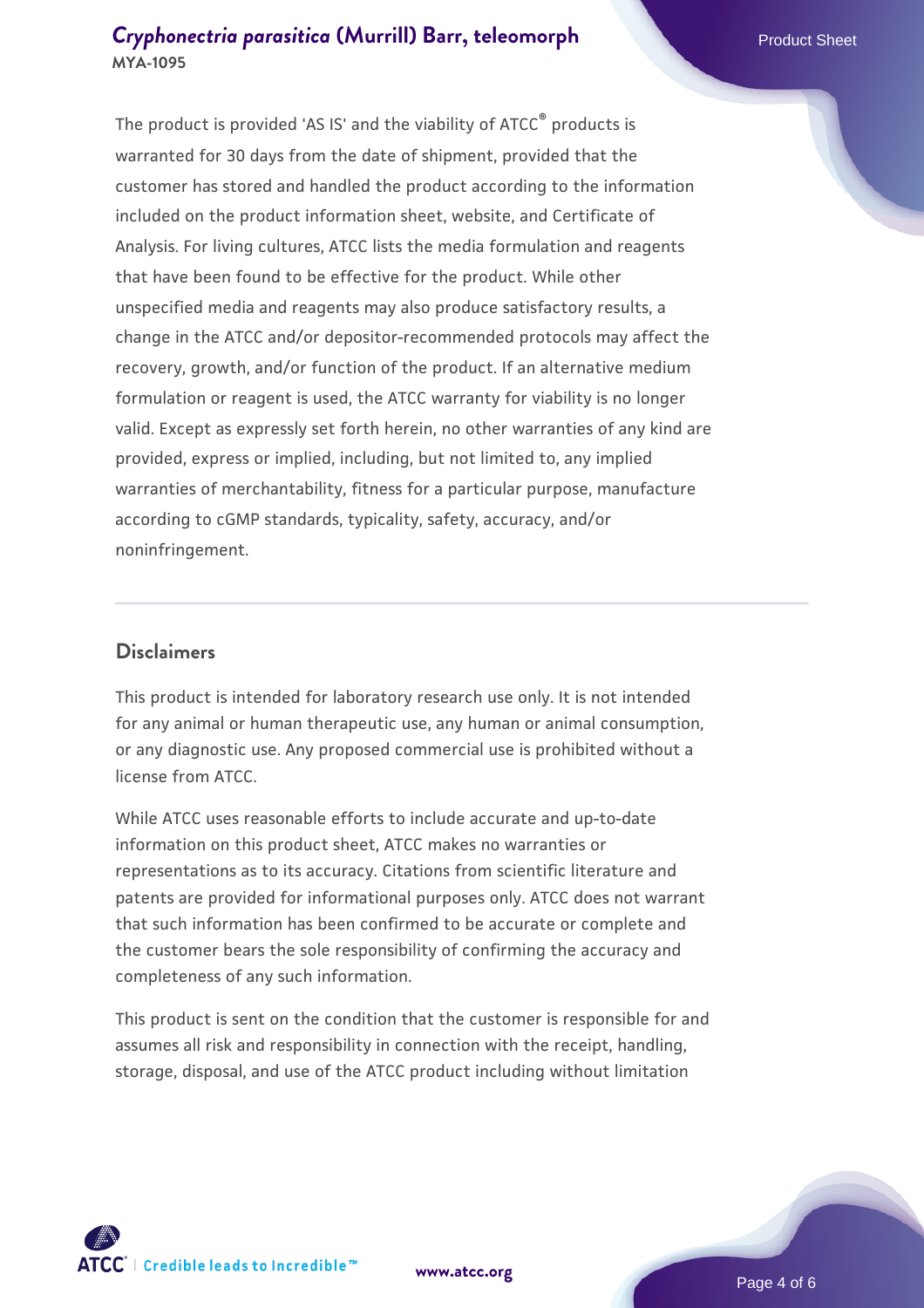The product is provided 'AS IS' and the viability of ATCC® products is warranted for 30 days from the date of shipment, provided that the customer has stored and handled the product according to the information included on the product information sheet, website, and Certificate of Analysis. For living cultures, ATCC lists the media formulation and reagents that have been found to be effective for the product. While other unspecified media and reagents may also produce satisfactory results, a change in the ATCC and/or depositor-recommended protocols may affect the recovery, growth, and/or function of the product. If an alternative medium formulation or reagent is used, the ATCC warranty for viability is no longer valid. Except as expressly set forth herein, no other warranties of any kind are provided, express or implied, including, but not limited to, any implied warranties of merchantability, fitness for a particular purpose, manufacture according to cGMP standards, typicality, safety, accuracy, and/or noninfringement.

## Disclaimers

This product is intended for laboratory research use only. It is not intended for any animal or human therapeutic use, any human or animal consumption, or any diagnostic use. Any proposed commercial use is prohibited without a license from ATCC.

While ATCC uses reasonable efforts to include accurate and up-to-date information on this product sheet, ATCC makes no warranties or representations as to its accuracy. Citations from scientific literature and patents are provided for informational purposes only. ATCC does not warrant that such information has been confirmed to be accurate or complete and the customer bears the sole responsibility of confirming the accuracy and completeness of any such information.

This product is sent on the condition that the customer is responsible for and assumes all risk and responsibility in connection with the receipt, handling, storage, disposal, and use of the ATCC product including without limitation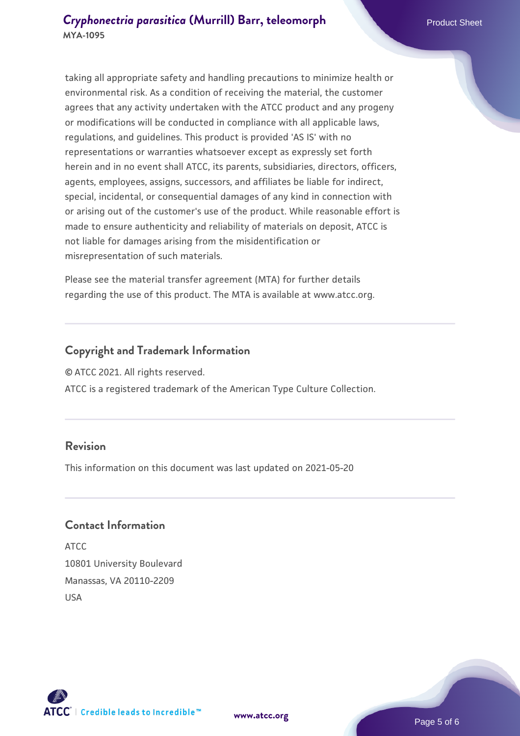taking all appropriate safety and handling precautions to minimize health or environmental risk. As a condition of receiving the material, the customer agrees that any activity undertaken with the ATCC product and any progeny or modifications will be conducted in compliance with all applicable laws, regulations, and guidelines. This product is provided 'AS IS' with no representations or warranties whatsoever except as expressly set forth herein and in no event shall ATCC, its parents, subsidiaries, directors, officers, agents, employees, assigns, successors, and affiliates be liable for indirect, special, incidental, or consequential damages of any kind in connection with or arising out of the customer's use of the product. While reasonable effort is made to ensure authenticity and reliability of materials on deposit, ATCC is not liable for damages arising from the misidentification or misrepresentation of such materials.

Please see the material transfer agreement (MTA) for further details regarding the use of this product. The MTA is available at www.atcc.org.

## Copyright and Trademark Information

© ATCC 2021. All rights reserved.

ATCC is a registered trademark of the American Type Culture Collection.

## Revision

This information on this document was last updated on 2021-05-20

## Contact Information

ATCC
10801 University Boulevard
Manassas, VA 20110-2209
USA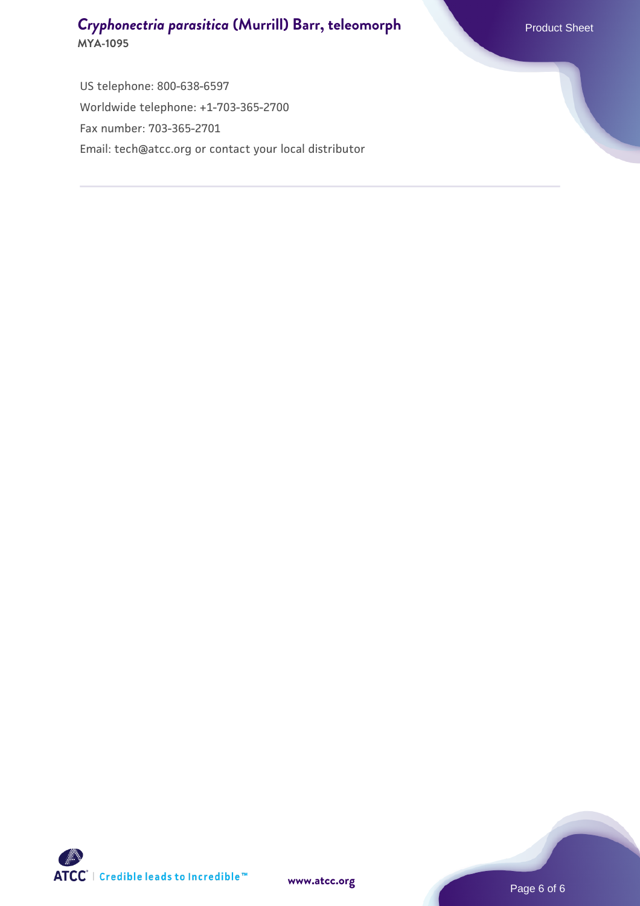US telephone: 800-638-6597

Worldwide telephone: +1-703-365-2700

Fax number: 703-365-2701

Email: tech@atcc.org or contact your local distributor